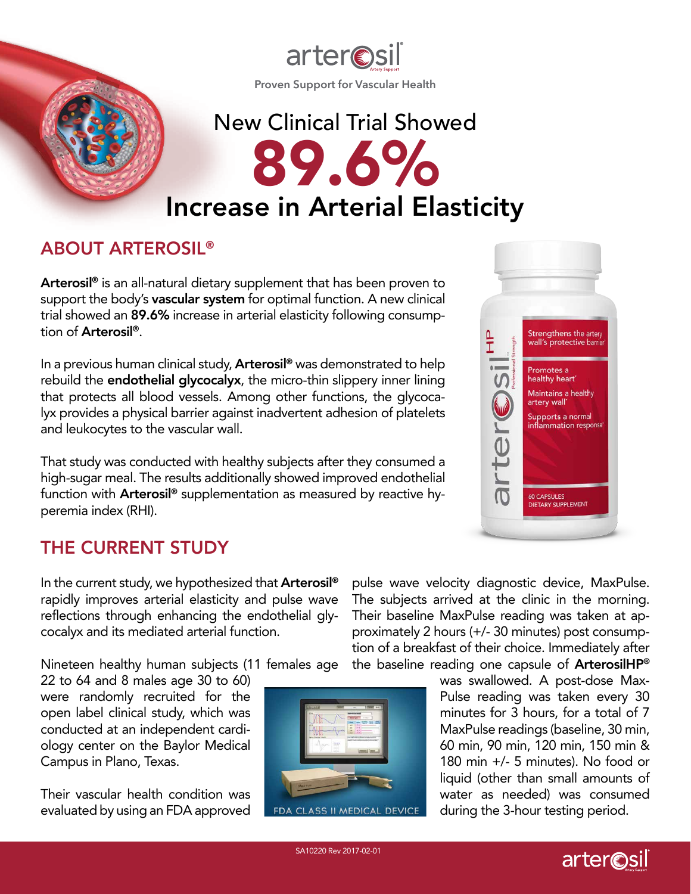arterosil®

Proven Support for Vascular Health

# New Clinical Trial Showed 89.6% Increase in Arterial Elasticity

## ABOUT ARTEROSIL®

**Arterosil®** is an all-natural dietary supplement that has been proven to support the body's **vascular system** for optimal function. A new clinical trial showed an **89.6%** increase in arterial elasticity following consumption of **Arterosil®**.

In a previous human clinical study, **Arterosil®** was demonstrated to help rebuild the **endothelial glycocalyx**, the micro-thin slippery inner lining that protects all blood vessels. Among other functions, the glycocalyx provides a physical barrier against inadvertent adhesion of platelets and leukocytes to the vascular wall.

That study was conducted with healthy subjects after they consumed a high-sugar meal. The results additionally showed improved endothelial function with **Arterosil®** supplementation as measured by reactive hyperemia index (RHI).

## THE CURRENT STUDY

In the current study, we hypothesized that **Arterosil®** rapidly improves arterial elasticity and pulse wave reflections through enhancing the endothelial glycocalyx and its mediated arterial function.

Nineteen healthy human subjects (11 females age 22 to 64 and 8 males age 30 to 60) were randomly recruited for the open label clinical study, which was conducted at an independent cardiology center on the Baylor Medical Campus in Plano, Texas.

Their vascular health condition was evaluated by using an FDA approved pulse wave velocity diagnostic device, MaxPulse. The subjects arrived at the clinic in the morning. Their baseline MaxPulse reading was taken at approximately 2 hours (+/- 30 minutes) post consumption of a breakfast of their choice. Immediately after the baseline reading one capsule of **ArterosilHP®** was swallowed. A post-dose MaxPulse reading was taken every 30 minutes for 3 hours, for a total of 7 MaxPulse readings (baseline, 30 min, 60 min, 90 min, 120 min, 150 min & 180 min +/- 5 minutes). No food or liquid (other than small amounts of water as needed) was consumed during the 3-hour testing period.

FDA CLASS II MEDICAL DEVICE

SA10220 Rev 2017-02-01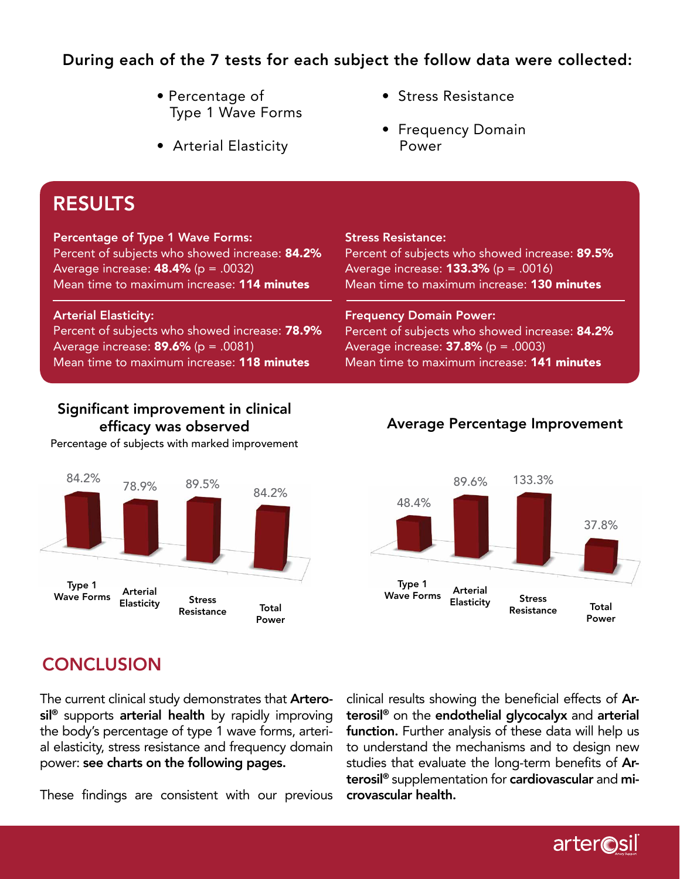**During each of the 7 tests for each subject the follow data were collected:**

- Percentage of Type 1 Wave Forms
- Arterial Elasticity
- Stress Resistance
- Frequency Domain Power

## RESULTS

**Percentage of Type 1 Wave Forms:**
Percent of subjects who showed increase: **84.2%**
Average increase: **48.4%** ($p = .0032$)
Mean time to maximum increase: **114 minutes**

**Arterial Elasticity:**
Percent of subjects who showed increase: **78.9%**
Average increase: **89.6%** ($p = .0081$)
Mean time to maximum increase: **118 minutes**

**Stress Resistance:**
Percent of subjects who showed increase: **89.5%**
Average increase: **133.3%** ($p = .0016$)
Mean time to maximum increase: **130 minutes**

**Frequency Domain Power:**
Percent of subjects who showed increase: **84.2%**
Average increase: **37.8%** ($p = .0003$)
Mean time to maximum increase: **141 minutes**

### Significant improvement in clinical efficacy was observed

Percentage of subjects with marked improvement

| Type 1 Wave Forms | Arterial Elasticity | Stress Resistance | Total Power |
|---|---|---|---|
| 84.2% | 78.9% | 89.5% | 84.2% |

### Average Percentage Improvement

| Type 1 Wave Forms | Arterial Elasticity | Stress Resistance | Total Power |
|---|---|---|---|
| 48.4% | 89.6% | 133.3% | 37.8% |

## CONCLUSION

The current clinical study demonstrates that **Arterosil®** supports **arterial health** by rapidly improving the body's percentage of type 1 wave forms, arterial elasticity, stress resistance and frequency domain power: **see charts on the following pages.**

These findings are consistent with our previous clinical results showing the beneficial effects of **Arterosil®** on the **endothelial glycocalyx** and **arterial function.** Further analysis of these data will help us to understand the mechanisms and to design new studies that evaluate the long-term benefits of **Arterosil®** supplementation for **cardiovascular** and **microvascular health.**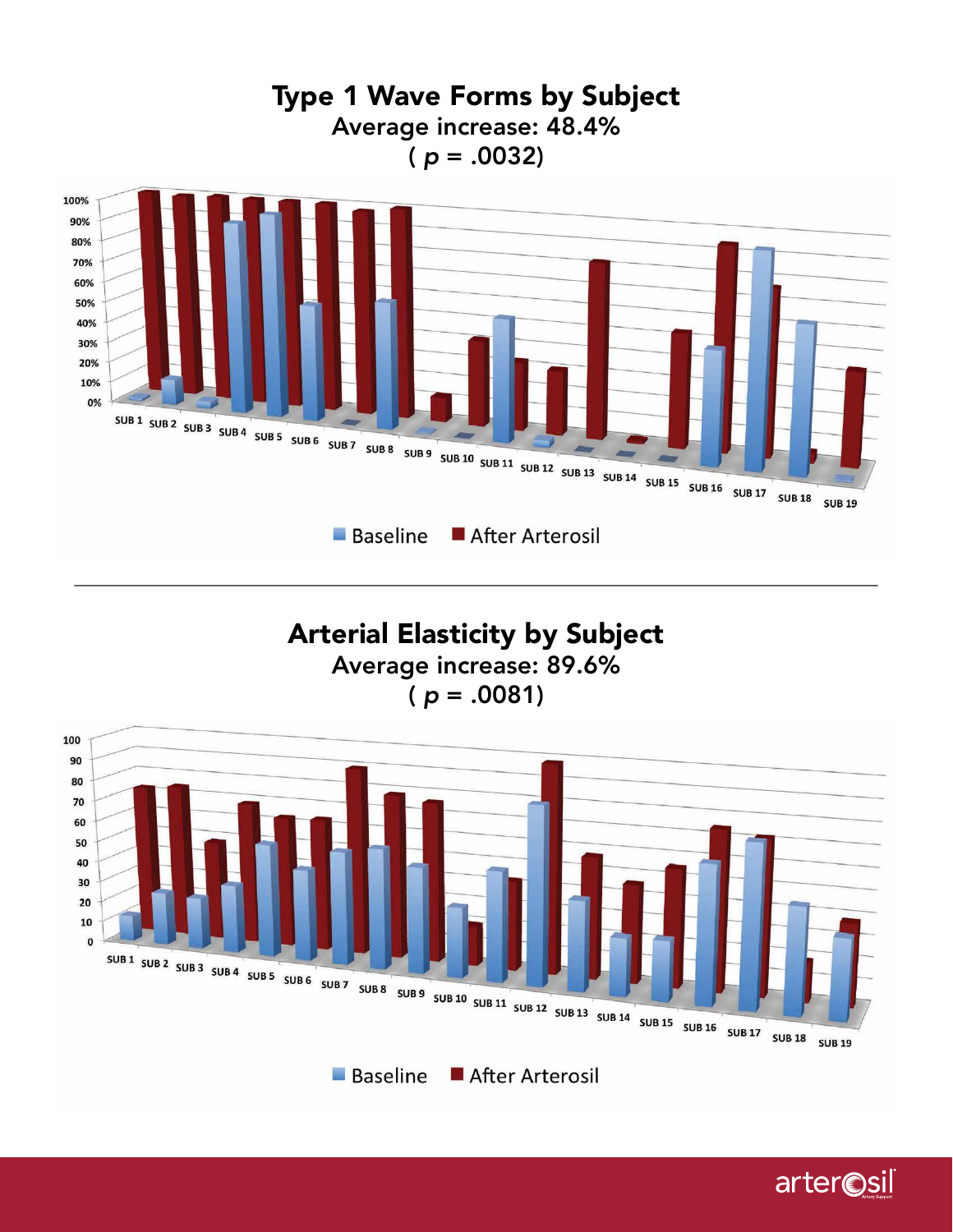## Type 1 Wave Forms by Subject

Average increase: 48.4%

( *p* = .0032)

Baseline | After Arterosil

## Arterial Elasticity by Subject

Average increase: 89.6%

( *p* = .0081)

Baseline | After Arterosil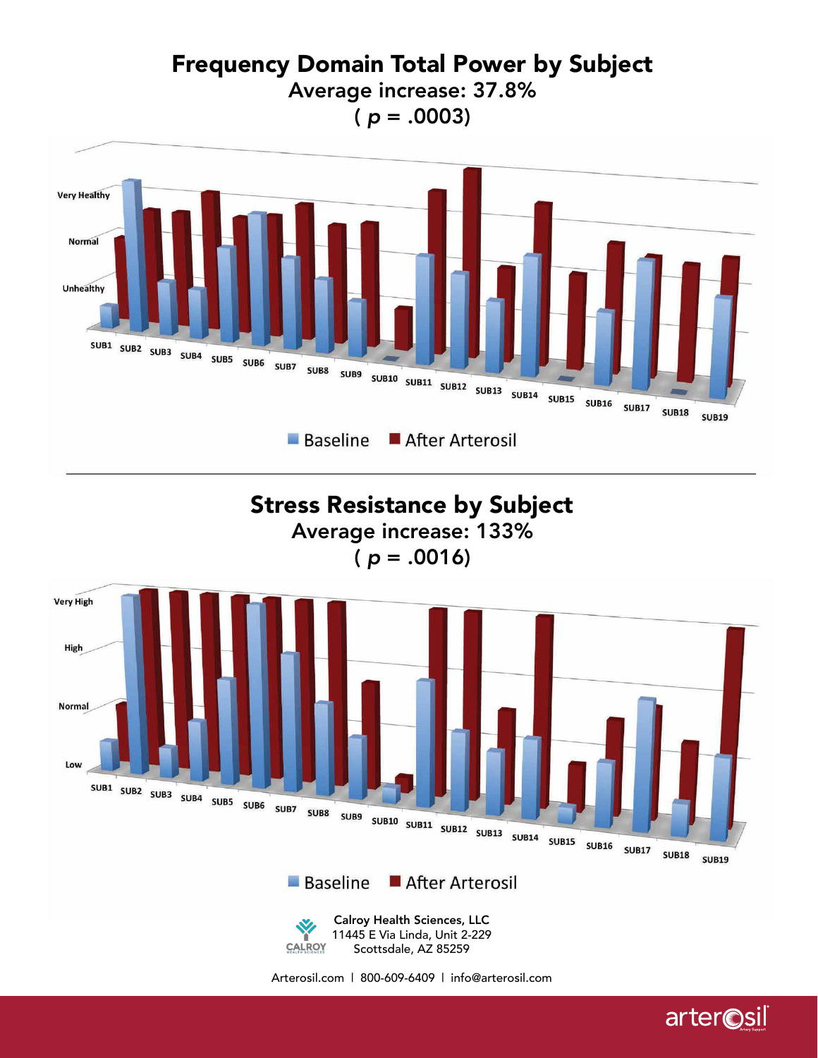## Frequency Domain Total Power by Subject

Average increase: 37.8%

( $p$ = .0003)

Very Healthy
Normal
Unhealthy

SUB1 SUB2 SUB3 SUB4 SUB5 SUB6 SUB7 SUB8 SUB9 SUB10 SUB11 SUB12 SUB13 SUB14 SUB15 SUB16 SUB17 SUB18 SUB19

Baseline After Arterosil

## Stress Resistance by Subject

Average increase: 133%

( $p$ = .0016)

Very High
High
Normal
Low

SUB1 SUB2 SUB3 SUB4 SUB5 SUB6 SUB7 SUB8 SUB9 SUB10 SUB11 SUB12 SUB13 SUB14 SUB15 SUB16 SUB17 SUB18 SUB19

Baseline After Arterosil

**Calroy Health Sciences, LLC**
11445 E Via Linda, Unit 2-229
Scottsdale, AZ 85259

Arterosil.com | 800-609-6409 | info@arterosil.com